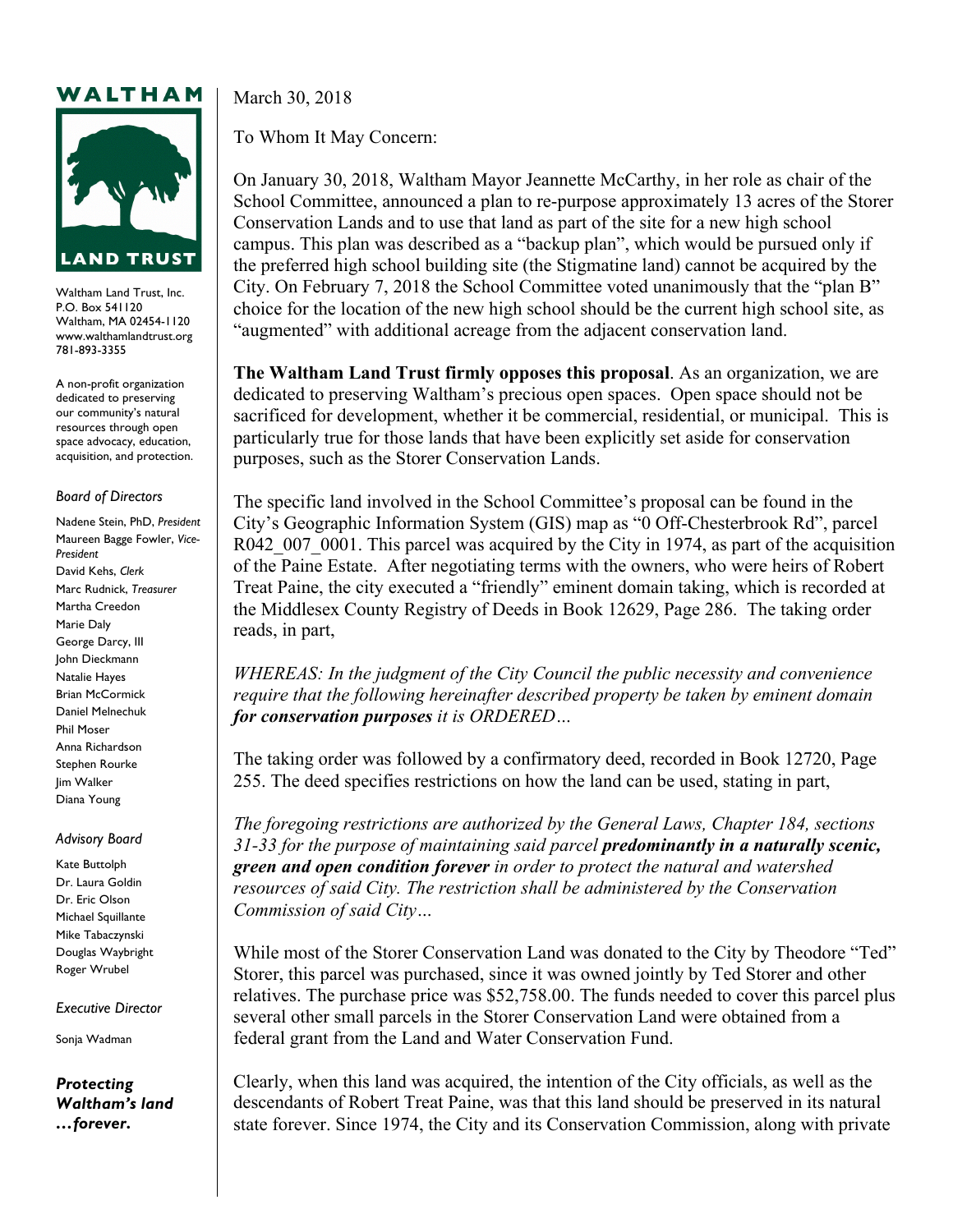**WALTHAM LAND TRUST**

Waltham Land Trust, Inc.
P.O. Box 541120
Waltham, MA 02454-1120
www.walthamlandtrust.org
781-893-3355

A non-profit organization dedicated to preserving our community's natural resources through open space advocacy, education, acquisition, and protection.

*Board of Directors*

Nadene Stein, PhD, *President*
Maureen Bagge Fowler, *Vice-President*
David Kehs, *Clerk*
Marc Rudnick, *Treasurer*
Martha Creedon
Marie Daly
George Darcy, III
John Dieckmann
Natalie Hayes
Brian McCormick
Daniel Melnechuk
Phil Moser
Anna Richardson
Stephen Rourke
Jim Walker
Diana Young

*Advisory Board*

Kate Buttolph
Dr. Laura Goldin
Dr. Eric Olson
Michael Squillante
Mike Tabaczynski
Douglas Waybright
Roger Wrubel

*Executive Director*

Sonja Wadman

***Protecting Waltham's land …forever.***

March 30, 2018

To Whom It May Concern:

On January 30, 2018, Waltham Mayor Jeannette McCarthy, in her role as chair of the School Committee, announced a plan to re-purpose approximately 13 acres of the Storer Conservation Lands and to use that land as part of the site for a new high school campus. This plan was described as a "backup plan", which would be pursued only if the preferred high school building site (the Stigmatine land) cannot be acquired by the City. On February 7, 2018 the School Committee voted unanimously that the "plan B" choice for the location of the new high school should be the current high school site, as "augmented" with additional acreage from the adjacent conservation land.

**The Waltham Land Trust firmly opposes this proposal**. As an organization, we are dedicated to preserving Waltham's precious open spaces. Open space should not be sacrificed for development, whether it be commercial, residential, or municipal. This is particularly true for those lands that have been explicitly set aside for conservation purposes, such as the Storer Conservation Lands.

The specific land involved in the School Committee's proposal can be found in the City's Geographic Information System (GIS) map as "0 Off-Chesterbrook Rd", parcel R042_007_0001. This parcel was acquired by the City in 1974, as part of the acquisition of the Paine Estate. After negotiating terms with the owners, who were heirs of Robert Treat Paine, the city executed a "friendly" eminent domain taking, which is recorded at the Middlesex County Registry of Deeds in Book 12629, Page 286. The taking order reads, in part,

*WHEREAS: In the judgment of the City Council the public necessity and convenience require that the following hereinafter described property be taken by eminent domain **for conservation purposes** it is ORDERED…*

The taking order was followed by a confirmatory deed, recorded in Book 12720, Page 255. The deed specifies restrictions on how the land can be used, stating in part,

*The foregoing restrictions are authorized by the General Laws, Chapter 184, sections 31-33 for the purpose of maintaining said parcel **predominantly in a naturally scenic, green and open condition forever** in order to protect the natural and watershed resources of said City. The restriction shall be administered by the Conservation Commission of said City…*

While most of the Storer Conservation Land was donated to the City by Theodore "Ted" Storer, this parcel was purchased, since it was owned jointly by Ted Storer and other relatives. The purchase price was $52,758.00. The funds needed to cover this parcel plus several other small parcels in the Storer Conservation Land were obtained from a federal grant from the Land and Water Conservation Fund.

Clearly, when this land was acquired, the intention of the City officials, as well as the descendants of Robert Treat Paine, was that this land should be preserved in its natural state forever. Since 1974, the City and its Conservation Commission, along with private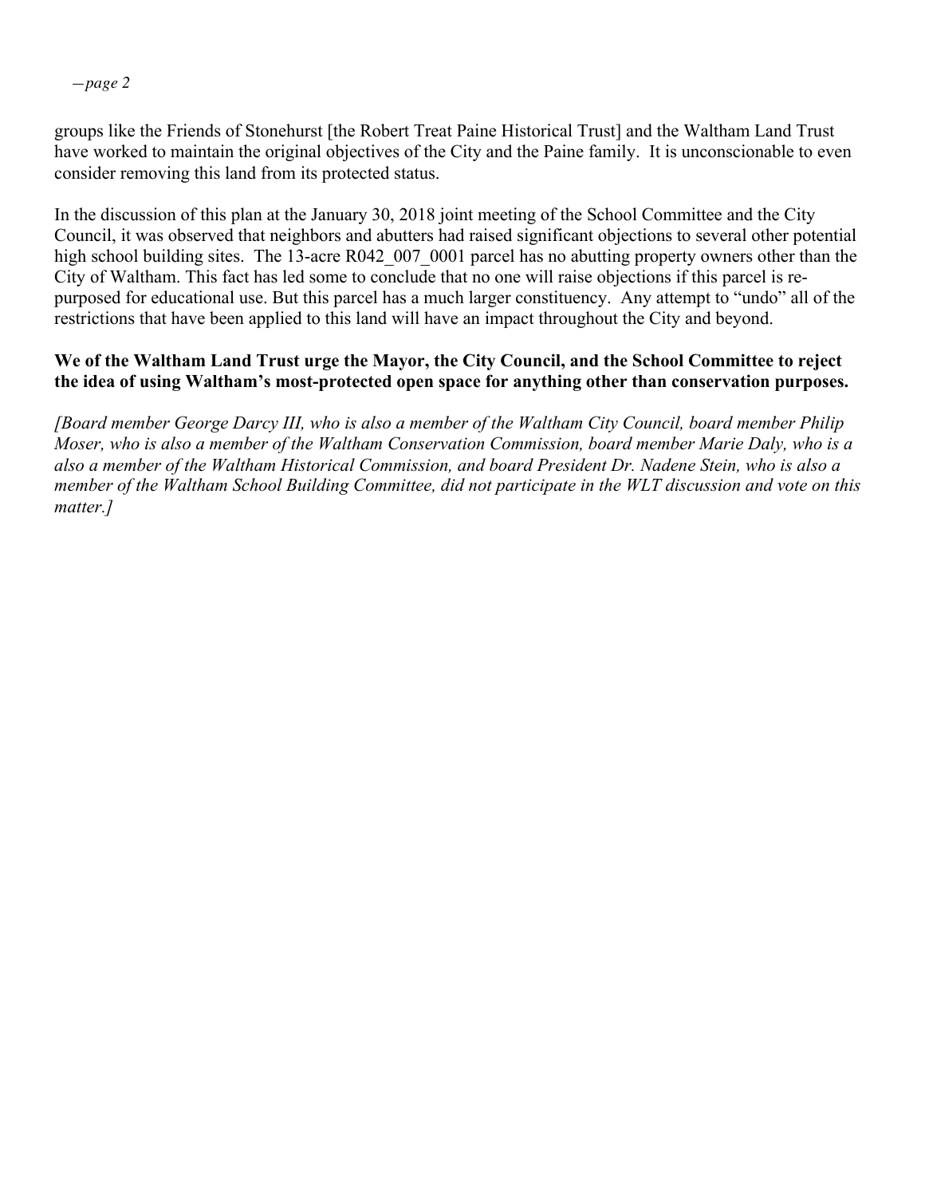groups like the Friends of Stonehurst [the Robert Treat Paine Historical Trust] and the Waltham Land Trust have worked to maintain the original objectives of the City and the Paine family. It is unconscionable to even consider removing this land from its protected status.

In the discussion of this plan at the January 30, 2018 joint meeting of the School Committee and the City Council, it was observed that neighbors and abutters had raised significant objections to several other potential high school building sites. The 13-acre R042_007_0001 parcel has no abutting property owners other than the City of Waltham. This fact has led some to conclude that no one will raise objections if this parcel is re-purposed for educational use. But this parcel has a much larger constituency. Any attempt to "undo" all of the restrictions that have been applied to this land will have an impact throughout the City and beyond.

**We of the Waltham Land Trust urge the Mayor, the City Council, and the School Committee to reject the idea of using Waltham's most-protected open space for anything other than conservation purposes.**

*[Board member George Darcy III, who is also a member of the Waltham City Council, board member Philip Moser, who is also a member of the Waltham Conservation Commission, board member Marie Daly, who is a also a member of the Waltham Historical Commission, and board President Dr. Nadene Stein, who is also a member of the Waltham School Building Committee, did not participate in the WLT discussion and vote on this matter.]*